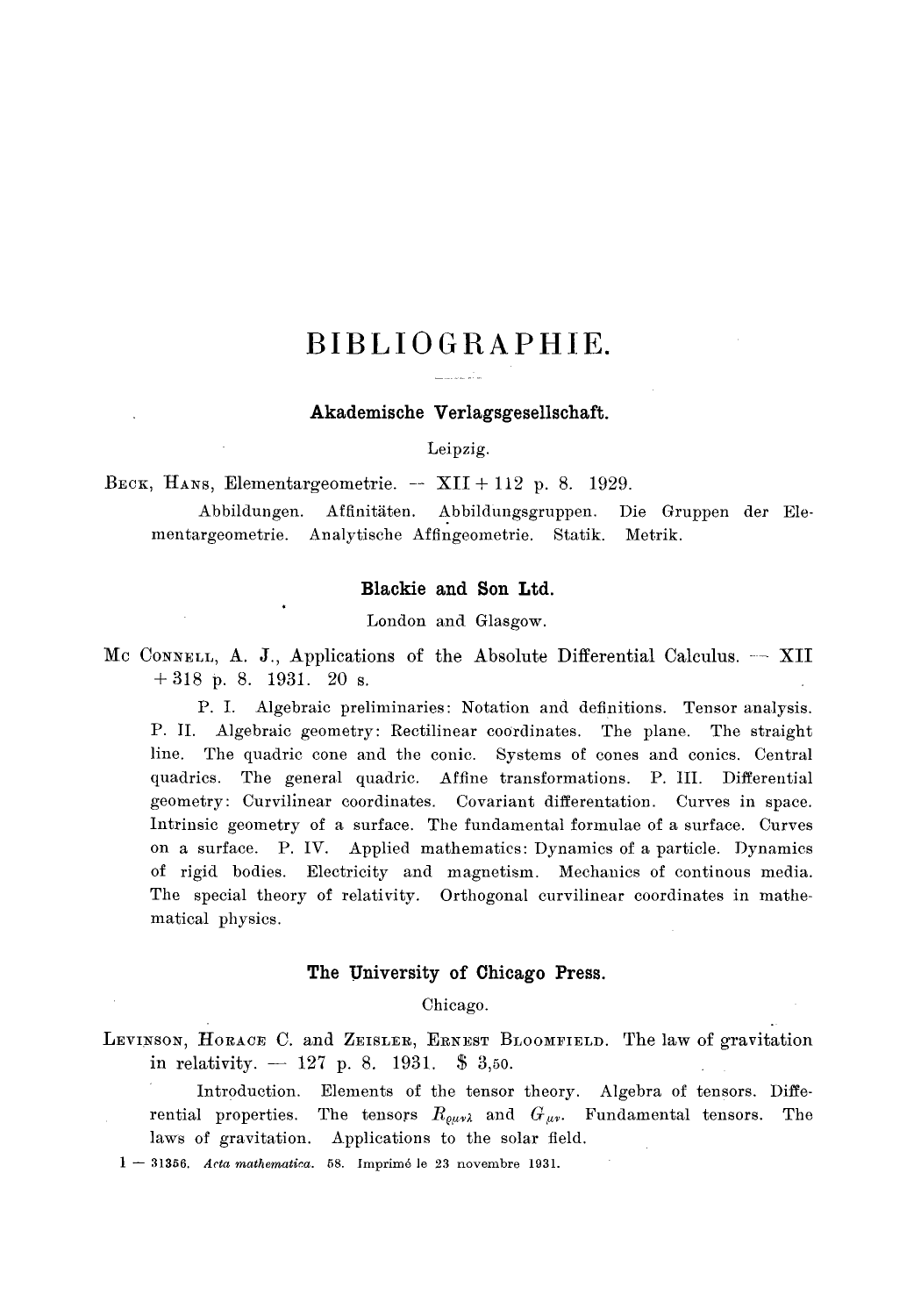# BIBLIOGRAPHIE.

## Akademische Verlagsgesellschaft.

Leipzig.

BECK, HANS, Elementargeometrie. — XII + 112 p. 8. 1929.

Abbildungen. Affinitäten. Abbildungsgruppen. Die Gruppen der Elementargeometrie. Analytische Affingeometrie. Statik. Metrik.

## Blackie and Son Ltd.

London and Glasgow.

MC CONNELL, A. J., Applications of the Absolute Differential Calculus. — XII + 318 p. 8. 1931. 20 s.

P. I. Algebraic preliminaries: Notation and definitions. Tensor analysis. P. II. Algebraic geometry: Rectilinear coordinates. The plane. The straight line. The quadric cone and the conic. Systems of cones and conics. Central quadrics. The general quadric. Affine transformations. P. III. Differential geometry: Curvilinear coordinates. Covariant differentation. Curves in space. Intrinsic geometry of a surface. The fundamental formulae of a surface. Curves on a surface. P. IV. Applied mathematics: Dynamics of a particle. Dynamics of rigid bodies. Electricity and magnetism. Mechanics of continous media. The special theory of relativity. Orthogonal curvilinear coordinates in mathematical physics.

## The University of Chicago Press.

Chicago.

LEVINSON, HORACE C. and ZEISLER, ERNEST BLOOMFIELD. The law of gravitation in relativity. — 127 p. 8. 1931. $ 3,50.

Introduction. Elements of the tensor theory. Algebra of tensors. Differential properties. The tensors $R_{\varrho\mu\nu\lambda}$ and $G_{\mu\nu}$. Fundamental tensors. The laws of gravitation. Applications to the solar field.

1 — 31356. *Acta mathematica.* 58. Imprimé le 23 novembre 1931.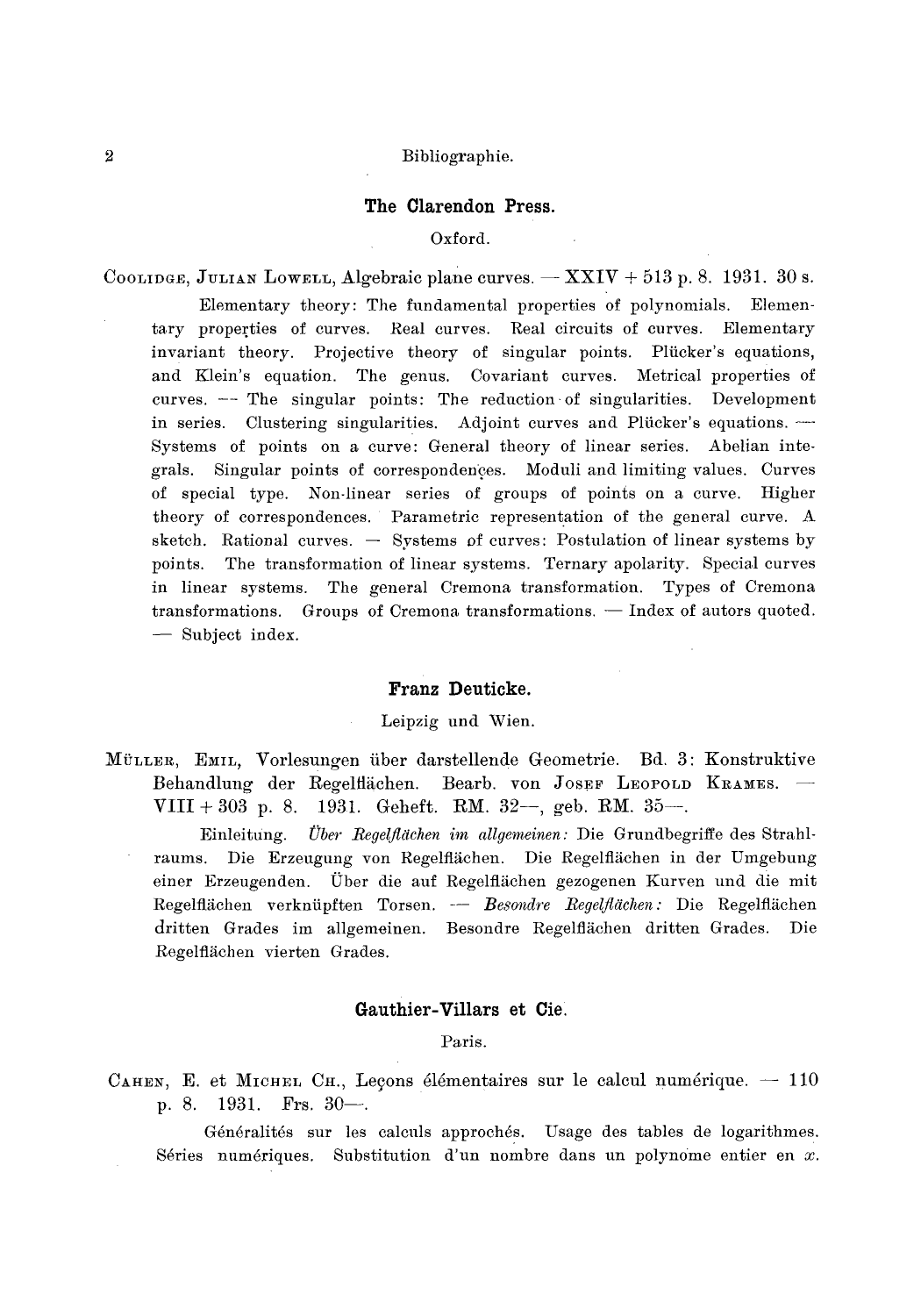### The Clarendon Press.

Oxford.

COOLIDGE, JULIAN LOWELL, Algebraic plane curves. — XXIV + 513 p. 8. 1931. 30 s.

Elementary theory: The fundamental properties of polynomials. Elementary properties of curves. Real curves. Real circuits of curves. Elementary invariant theory. Projective theory of singular points. Plücker's equations, and Klein's equation. The genus. Covariant curves. Metrical properties of curves. — The singular points: The reduction of singularities. Development in series. Clustering singularities. Adjoint curves and Plücker's equations. — Systems of points on a curve: General theory of linear series. Abelian integrals. Singular points of correspondences. Moduli and limiting values. Curves of special type. Non-linear series of groups of points on a curve. Higher theory of correspondences. Parametric representation of the general curve. A sketch. Rational curves. — Systems of curves: Postulation of linear systems by points. The transformation of linear systems. Ternary apolarity. Special curves in linear systems. The general Cremona transformation. Types of Cremona transformations. Groups of Cremona transformations. — Index of autors quoted. — Subject index.

### Franz Deuticke.

Leipzig und Wien.

MÜLLER, EMIL, Vorlesungen über darstellende Geometrie. Bd. 3: Konstruktive Behandlung der Regelflächen. Bearb. von JOSEF LEOPOLD KRAMES. — VIII + 303 p. 8. 1931. Geheft. RM. 32—, geb. RM. 35—.

Einleitung. *Über Regelflächen im allgemeinen:* Die Grundbegriffe des Strahlraums. Die Erzeugung von Regelflächen. Die Regelflächen in der Umgebung einer Erzeugenden. Über die auf Regelflächen gezogenen Kurven und die mit Regelflächen verknüpften Torsen. — *Besondre Regelflächen:* Die Regelflächen dritten Grades im allgemeinen. Besondre Regelflächen dritten Grades. Die Regelflächen vierten Grades.

### Gauthier-Villars et Cie.

Paris.

CAHEN, E. et MICHEL CH., Leçons élémentaires sur le calcul numérique. — 110 p. 8. 1931. Frs. 30—.

Généralités sur les calculs approchés. Usage des tables de logarithmes. Séries numériques. Substitution d'un nombre dans un polynome entier en $x$.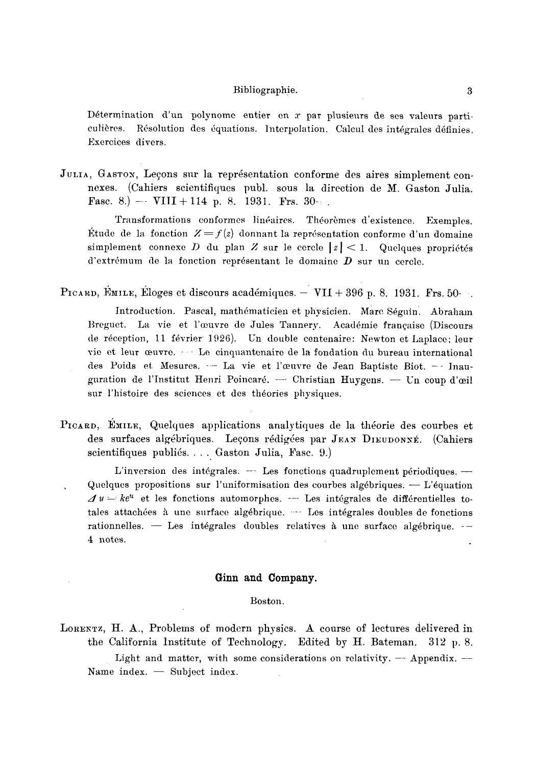Détermination d'un polynome entier en $x$ par plusieurs de ses valeurs particulières. Résolution des équations. Interpolation. Calcul des intégrales définies. Exercices divers.

Julia, Gaston, Leçons sur la représentation conforme des aires simplement connexes. (Cahiers scientifiques publ. sous la direction de M. Gaston Julia. Fasc. 8.) — VIII + 114 p. 8. 1931. Frs. 30-.

Transformations conformes linéaires. Théorèmes d'existence. Exemples. Étude de la fonction $Z = f(z)$ donnant la représentation conforme d'un domaine simplement connexe $D$ du plan $Z$ sur le cercle $|z| < 1$. Quelques propriétés d'extrémum de la fonction représentant le domaine $D$ sur un cercle.

Picard, Émile, Éloges et discours académiques. — VII + 396 p. 8. 1931. Frs. 50-.

Introduction. Pascal, mathématicien et physicien. Marc Séguin. Abraham Breguet. La vie et l'œuvre de Jules Tannery. Académie française (Discours de réception, 11 février 1926). Un double centenaire: Newton et Laplace; leur vie et leur œuvre. — Le cinquantenaire de la fondation du bureau international des Poids et Mesures. — La vie et l'œuvre de Jean Baptiste Biot. — Inauguration de l'Institut Henri Poincaré. — Christian Huygens. — Un coup d'œil sur l'histoire des sciences et des théories physiques.

Picard, Émile, Quelques applications analytiques de la théorie des courbes et des surfaces algébriques. Leçons rédigées par Jean Dieudonné. (Cahiers scientifiques publiés. . . . Gaston Julia, Fasc. 9.)

L'inversion des intégrales. — Les fonctions quadruplement périodiques. — Quelques propositions sur l'uniformisation des courbes algébriques. — L'équation $\Delta u = ke^u$ et les fonctions automorphes. — Les intégrales de différentielles totales attachées à une surface algébrique. — Les intégrales doubles de fonctions rationnelles. — Les intégrales doubles relatives à une surface algébrique. — 4 notes.

## Ginn and Company.

Boston.

Lorentz, H. A., Problems of modern physics. A course of lectures delivered in the California Institute of Technology. Edited by H. Bateman. 312 p. 8.

Light and matter, with some considerations on relativity. — Appendix. — Name index. — Subject index.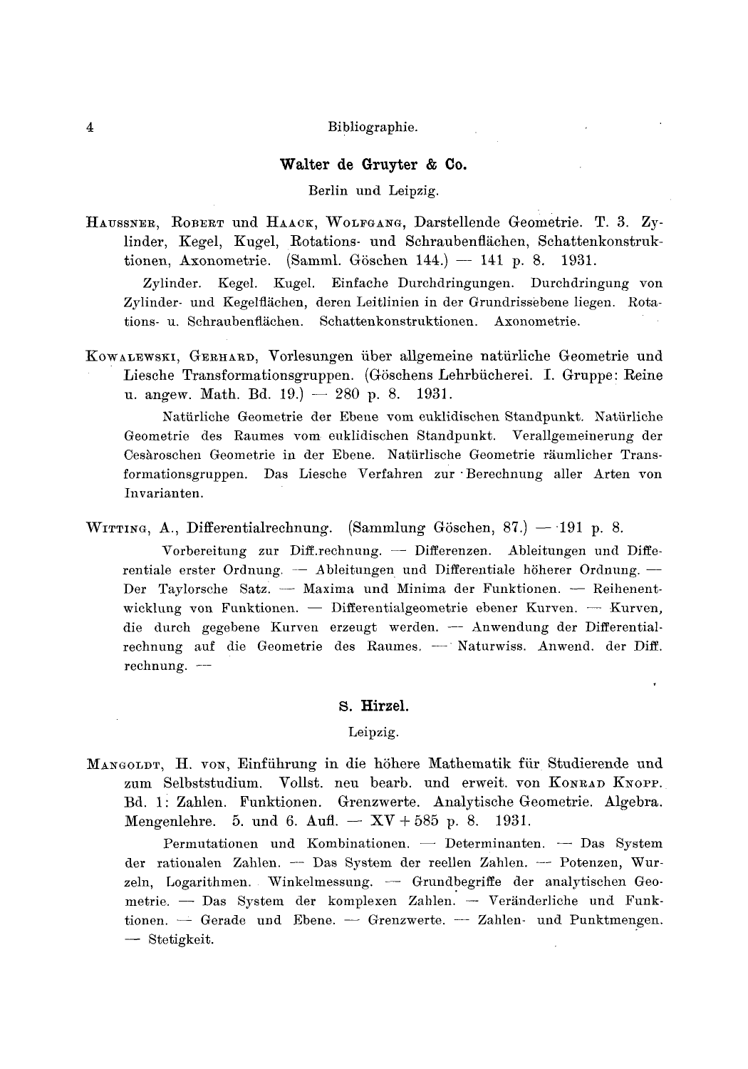## Walter de Gruyter & Co.

Berlin und Leipzig.

HAUSSNER, ROBERT und HAACK, WOLFGANG, Darstellende Geometrie. T. 3. Zylinder, Kegel, Kugel, Rotations- und Schraubenflächen, Schattenkonstruktionen, Axonometrie. (Samml. Göschen 144.) — 141 p. 8. 1931.

Zylinder. Kegel. Kugel. Einfache Durchdringungen. Durchdringung von Zylinder- und Kegelflächen, deren Leitlinien in der Grundrissebene liegen. Rotations- u. Schraubenflächen. Schattenkonstruktionen. Axonometrie.

KOWALEWSKI, GERHARD, Vorlesungen über allgemeine natürliche Geometrie und Liesche Transformationsgruppen. (Göschens Lehrbücherei. I. Gruppe: Reine u. angew. Math. Bd. 19.) — 280 p. 8. 1931.

Natürliche Geometrie der Ebene vom euklidischen Standpunkt. Natürliche Geometrie des Raumes vom euklidischen Standpunkt. Verallgemeinerung der Cesàroschen Geometrie in der Ebene. Natürlische Geometrie räumlicher Transformationsgruppen. Das Liesche Verfahren zur Berechnung aller Arten von Invarianten.

WITTING, A., Differentialrechnung. (Sammlung Göschen, 87.) — 191 p. 8.

Vorbereitung zur Diff.rechnung. — Differenzen. Ableitungen und Differentiale erster Ordnung. — Ableitungen und Differentiale höherer Ordnung. — Der Taylorsche Satz. — Maxima und Minima der Funktionen. — Reihenentwicklung von Funktionen. — Differentialgeometrie ebener Kurven. — Kurven, die durch gegebene Kurven erzeugt werden. — Anwendung der Differentialrechnung auf die Geometrie des Raumes. — Naturwiss. Anwend. der Diff. rechnung. —

## S. Hirzel.

Leipzig.

MANGOLDT, H. VON, Einführung in die höhere Mathematik für Studierende und zum Selbststudium. Vollst. neu bearb. und erweit. von KONRAD KNOPP. Bd. 1: Zahlen. Funktionen. Grenzwerte. Analytische Geometrie. Algebra. Mengenlehre. 5. und 6. Aufl. — XV + 585 p. 8. 1931.

Permutationen und Kombinationen. — Determinanten. — Das System der rationalen Zahlen. — Das System der reellen Zahlen. — Potenzen, Wurzeln, Logarithmen. Winkelmessung. — Grundbegriffe der analytischen Geometrie. — Das System der komplexen Zahlen. — Veränderliche und Funktionen. — Gerade und Ebene. — Grenzwerte. — Zahlen- und Punktmengen. — Stetigkeit.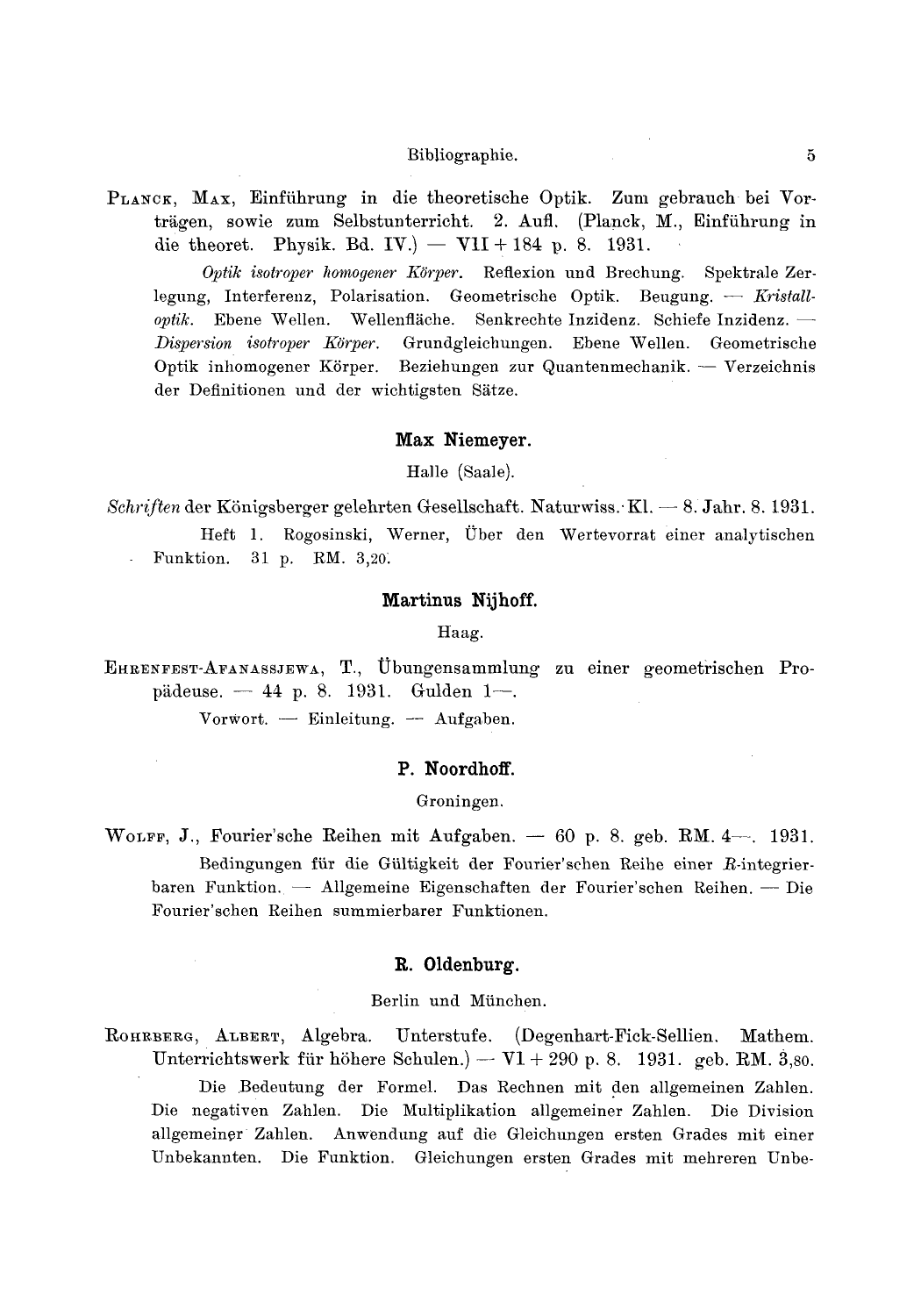PLANCK, MAX, Einführung in die theoretische Optik. Zum gebrauch bei Vorträgen, sowie zum Selbstunterricht. 2. Aufl. (Planck, M., Einführung in die theoret. Physik. Bd. IV.) — VII + 184 p. 8. 1931.

*Optik isotroper homogener Körper.* Reflexion und Brechung. Spektrale Zerlegung, Interferenz, Polarisation. Geometrische Optik. Beugung. — *Kristalloptik.* Ebene Wellen. Wellenfläche. Senkrechte Inzidenz. Schiefe Inzidenz. — *Dispersion isotroper Körper.* Grundgleichungen. Ebene Wellen. Geometrische Optik inhomogener Körper. Beziehungen zur Quantenmechanik. — Verzeichnis der Definitionen und der wichtigsten Sätze.

### Max Niemeyer.

Halle (Saale).

*Schriften* der Königsberger gelehrten Gesellschaft. Naturwiss. Kl. — 8. Jahr. 8. 1931.

Heft 1. Rogosinski, Werner, Über den Wertevorrat einer analytischen Funktion. 31 p. RM. 3,20.

### Martinus Nijhoff.

Haag.

EHRENFEST-AFANASSJEWA, T., Übungensammlung zu einer geometrischen Propädeuse. — 44 p. 8. 1931. Gulden 1—.

Vorwort. — Einleitung. — Aufgaben.

### P. Noordhoff.

Groningen.

WOLFF, J., Fourier'sche Reihen mit Aufgaben. — 60 p. 8. geb. RM. 4—. 1931.

Bedingungen für die Gültigkeit der Fourier'schen Reihe einer $R$-integrierbaren Funktion. — Allgemeine Eigenschaften der Fourier'schen Reihen. — Die Fourier'schen Reihen summierbarer Funktionen.

### R. Oldenburg.

Berlin und München.

ROHRBERG, ALBERT, Algebra. Unterstufe. (Degenhart-Fick-Sellien. Mathem. Unterrichtswerk für höhere Schulen.) — VI + 290 p. 8. 1931. geb. RM. 3,80.

Die Bedeutung der Formel. Das Rechnen mit den allgemeinen Zahlen. Die negativen Zahlen. Die Multiplikation allgemeiner Zahlen. Die Division allgemeiner Zahlen. Anwendung auf die Gleichungen ersten Grades mit einer Unbekannten. Die Funktion. Gleichungen ersten Grades mit mehreren Unbe-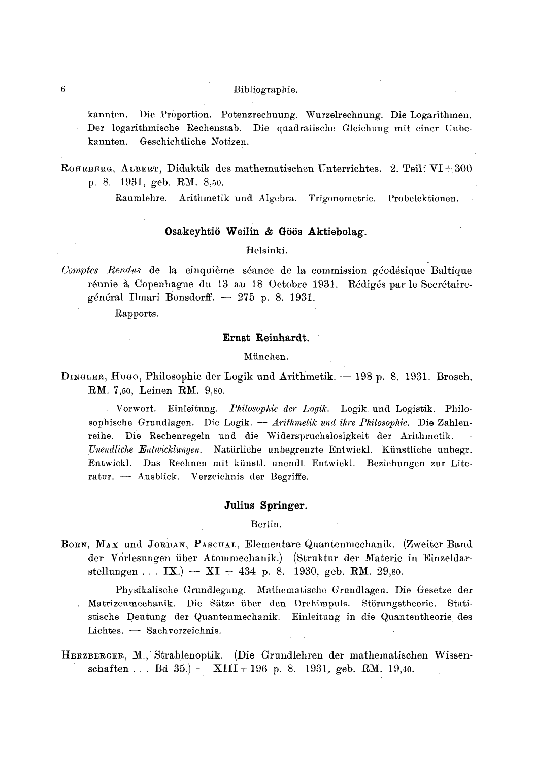kannten. Die Proportion. Potenzrechnung. Wurzelrechnung. Die Logarithmen. Der logarithmische Rechenstab. Die quadratische Gleichung mit einer Unbekannten. Geschichtliche Notizen.

ROHRBERG, ALBERT, Didaktik des mathematischen Unterrichtes. 2. Teil: VI + 300 p. 8. 1931, geb. RM. 8,50.

Raumlehre. Arithmetik und Algebra. Trigonometrie. Probelektionen.

### Osakeyhtiö Weilin & Göös Aktiebolag.

Helsinki.

*Comptes Rendus* de la cinquième séance de la commission géodésique Baltique réunie à Copenhague du 13 au 18 Octobre 1931. Rédigés par le Secrétaire-général Ilmari Bonsdorff. — 275 p. 8. 1931.

Rapports.

### Ernst Reinhardt.

München.

DINGLER, HUGO, Philosophie der Logik und Arithmetik. — 198 p. 8. 1931. Brosch. RM. 7,50, Leinen RM. 9,80.

Vorwort. Einleitung. *Philosophie der Logik.* Logik und Logistik. Philosophische Grundlagen. Die Logik. — *Arithmetik und ihre Philosophie.* Die Zahlenreihe. Die Rechenregeln und die Widerspruchslosigkeit der Arithmetik. — *Unendliche Entwicklungen.* Natürliche unbegrenzte Entwickl. Künstliche unbegr. Entwickl. Das Rechnen mit künstl. unendl. Entwickl. Beziehungen zur Literatur. — Ausblick. Verzeichnis der Begriffe.

### Julius Springer.

Berlin.

BORN, MAX und JORDAN, PASCUAL, Elementare Quantenmechanik. (Zweiter Band der Vorlesungen über Atommechanik.) (Struktur der Materie in Einzeldarstellungen . . . IX.) — XI + 434 p. 8. 1930, geb. RM. 29,80.

Physikalische Grundlegung. Mathematische Grundlagen. Die Gesetze der Matrizenmechanik. Die Sätze über den Drehimpuls. Störungstheorie. Statistische Deutung der Quantenmechanik. Einleitung in die Quantentheorie des Lichtes. — Sachverzeichnis.

HERZBERGER, M., Strahlenoptik. (Die Grundlehren der mathematischen Wissenschaften . . . Bd 35.) — XIII + 196 p. 8. 1931, geb. RM. 19,40.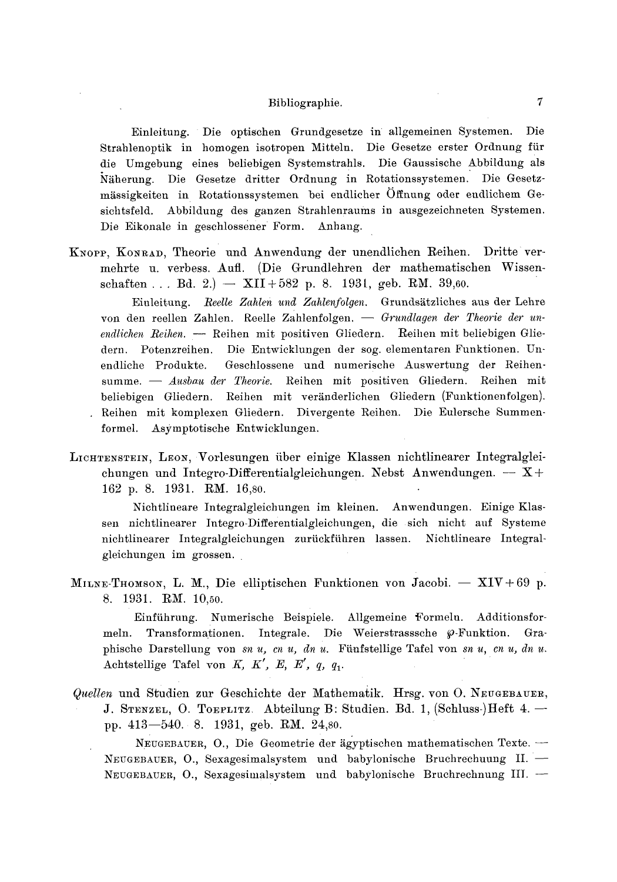Einleitung. Die optischen Grundgesetze in allgemeinen Systemen. Die Strahlenoptik in homogen isotropen Mitteln. Die Gesetze erster Ordnung für die Umgebung eines beliebigen Systemstrahls. Die Gaussische Abbildung als Näherung. Die Gesetze dritter Ordnung in Rotationssystemen. Die Gesetzmässigkeiten in Rotationssystemen bei endlicher Öffnung oder endlichem Gesichtsfeld. Abbildung des ganzen Strahlenraums in ausgezeichneten Systemen. Die Eikonale in geschlossener Form. Anhang.

Knopp, Konrad, Theorie und Anwendung der unendlichen Reihen. Dritte vermehrte u. verbess. Aufl. (Die Grundlehren der mathematischen Wissenschaften . . . Bd. 2.) — XII + 582 p. 8. 1931, geb. RM. 39,60.

Einleitung. *Reelle Zahlen und Zahlenfolgen.* Grundsätzliches aus der Lehre von den reellen Zahlen. Reelle Zahlenfolgen. — *Grundlagen der Theorie der unendlichen Reihen.* — Reihen mit positiven Gliedern. Reihen mit beliebigen Gliedern. Potenzreihen. Die Entwicklungen der sog. elementaren Funktionen. Unendliche Produkte. Geschlossene und numerische Auswertung der Reihensumme. — *Ausbau der Theorie.* Reihen mit positiven Gliedern. Reihen mit beliebigen Gliedern. Reihen mit veränderlichen Gliedern (Funktionenfolgen). Reihen mit komplexen Gliedern. Divergente Reihen. Die Eulersche Summenformel. Asymptotische Entwicklungen.

Lichtenstein, Leon, Vorlesungen über einige Klassen nichtlinearer Integralgleichungen und Integro-Differentialgleichungen. Nebst Anwendungen. — X + 162 p. 8. 1931. RM. 16,80.

Nichtlineare Integralgleichungen im kleinen. Anwendungen. Einige Klassen nichtlinearer Integro-Differentialgleichungen, die sich nicht auf Systeme nichtlinearer Integralgleichungen zurückführen lassen. Nichtlineare Integralgleichungen im grossen.

Milne-Thomson, L. M., Die elliptischen Funktionen von Jacobi. — XIV + 69 p. 8. 1931. RM. 10,50.

Einführung. Numerische Beispiele. Allgemeine Formeln. Additionsformeln. Transformationen. Integrale. Die Weierstrasssche $\wp$-Funktion. Graphische Darstellung von $sn\, u$, $cn\, u$, $dn\, u$. Fünfstellige Tafel von $sn\, u$, $cn\, u$, $dn\, u$. Achtstellige Tafel von $K$, $K'$, $E$, $E'$, $q$, $q_1$.

*Quellen* und Studien zur Geschichte der Mathematik. Hrsg. von O. Neugebauer, J. Stenzel, O. Toeplitz. Abteilung B: Studien. Bd. 1, (Schluss-)Heft 4. — pp. 413—540. 8. 1931, geb. RM. 24,80.

Neugebauer, O., Die Geometrie der ägyptischen mathematischen Texte. — Neugebauer, O., Sexagesimalsystem und babylonische Bruchrechuung II. — Neugebauer, O., Sexagesimalsystem und babylonische Bruchrechnung III. —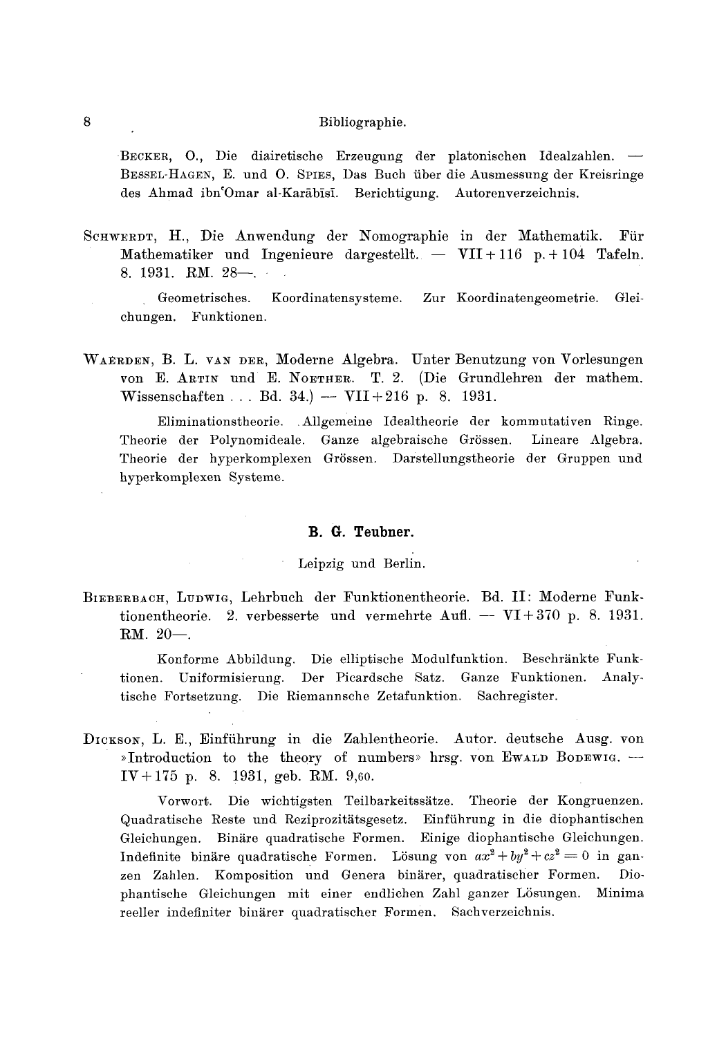BECKER, O., Die diairetische Erzeugung der platonischen Idealzahlen. — BESSEL-HAGEN, E. und O. SPIES, Das Buch über die Ausmessung der Kreisringe des Ahmad ibnʿOmar al-Karābīsī. Berichtigung. Autorenverzeichnis.

SCHWERDT, H., Die Anwendung der Nomographie in der Mathematik. Für Mathematiker und Ingenieure dargestellt. — VII + 116 p. + 104 Tafeln. 8. 1931. RM. 28—.

Geometrisches. Koordinatensysteme. Zur Koordinatengeometrie. Gleichungen. Funktionen.

WAERDEN, B. L. VAN DER, Moderne Algebra. Unter Benutzung von Vorlesungen von E. ARTIN und E. NOETHER. T. 2. (Die Grundlehren der mathem. Wissenschaften . . . Bd. 34.) — VII + 216 p. 8. 1931.

Eliminationstheorie. Allgemeine Idealtheorie der kommutativen Ringe. Theorie der Polynomideale. Ganze algebraische Grössen. Lineare Algebra. Theorie der hyperkomplexen Grössen. Darstellungstheorie der Gruppen und hyperkomplexen Systeme.

## B. G. Teubner.

Leipzig und Berlin.

BIEBERBACH, LUDWIG, Lehrbuch der Funktionentheorie. Bd. II: Moderne Funktionentheorie. 2. verbesserte und vermehrte Aufl. — VI + 370 p. 8. 1931. RM. 20—.

Konforme Abbildung. Die elliptische Modulfunktion. Beschränkte Funktionen. Uniformisierung. Der Picardsche Satz. Ganze Funktionen. Analytische Fortsetzung. Die Riemannsche Zetafunktion. Sachregister.

DICKSON, L. E., Einführung in die Zahlentheorie. Autor. deutsche Ausg. von »Introduction to the theory of numbers« hrsg. von EWALD BODEWIG. — IV + 175 p. 8. 1931, geb. RM. 9,60.

Vorwort. Die wichtigsten Teilbarkeitssätze. Theorie der Kongruenzen. Quadratische Reste und Reziprozitätsgesetz. Einführung in die diophantischen Gleichungen. Binäre quadratische Formen. Einige diophantische Gleichungen. Indefinite binäre quadratische Formen. Lösung von $ax^2 + by^2 + cz^2 = 0$ in ganzen Zahlen. Komposition und Genera binärer, quadratischer Formen. Diophantische Gleichungen mit einer endlichen Zahl ganzer Lösungen. Minima reeller indefiniter binärer quadratischer Formen. Sachverzeichnis.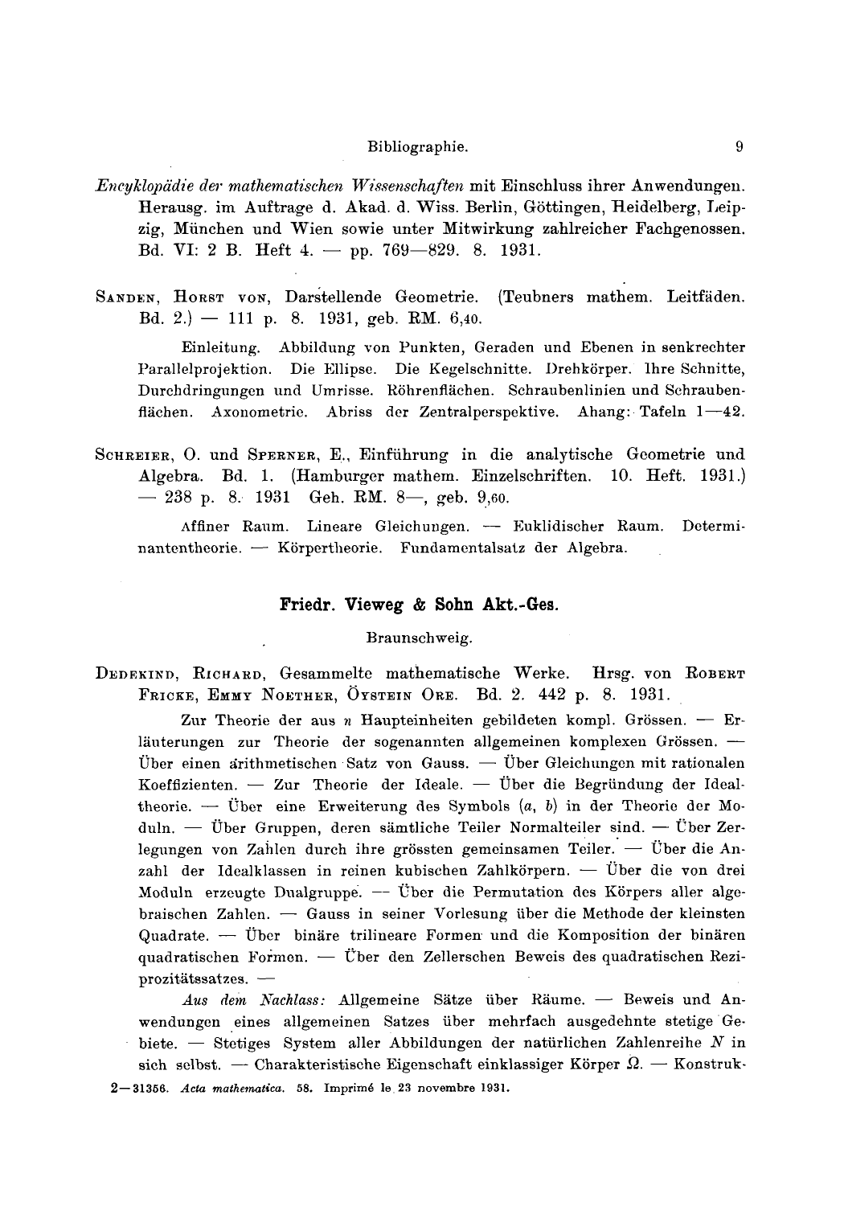*Encyklopädie der mathematischen Wissenschaften* mit Einschluss ihrer Anwendungen. Herausg. im Auftrage d. Akad. d. Wiss. Berlin, Göttingen, Heidelberg, Leipzig, München und Wien sowie unter Mitwirkung zahlreicher Fachgenossen. Bd. VI: 2 B. Heft 4. — pp. 769—829. 8. 1931.

SANDEN, HORST VON, Darstellende Geometrie. (Teubners mathem. Leitfäden. Bd. 2.) — 111 p. 8. 1931, geb. RM. 6,40.

Einleitung. Abbildung von Punkten, Geraden und Ebenen in senkrechter Parallelprojektion. Die Ellipse. Die Kegelschnitte. Drehkörper. Ihre Schnitte, Durchdringungen und Umrisse. Röhrenflächen. Schraubenlinien und Schraubenflächen. Axonometrie. Abriss der Zentralperspektive. Ahang: Tafeln 1—42.

SCHREIER, O. und SPERNER, E., Einführung in die analytische Geometrie und Algebra. Bd. 1. (Hamburger mathem. Einzelschriften. 10. Heft. 1931.) — 238 p. 8. 1931 Geh. RM. 8—, geb. 9,60.

Affiner Raum. Lineare Gleichungen. — Euklidischer Raum. Determinantentheorie. — Körpertheorie. Fundamentalsatz der Algebra.

## Friedr. Vieweg & Sohn Akt.-Ges.

Braunschweig.

DEDEKIND, RICHARD, Gesammelte mathematische Werke. Hrsg. von ROBERT FRICKE, EMMY NOETHER, ÖYSTEIN ORE. Bd. 2. 442 p. 8. 1931.

Zur Theorie der aus $n$ Haupteinheiten gebildeten kompl. Grössen. — Erläuterungen zur Theorie der sogenannten allgemeinen komplexen Grössen. — Über einen arithmetischen Satz von Gauss. — Über Gleichungen mit rationalen Koeffizienten. — Zur Theorie der Ideale. — Über die Begründung der Idealtheorie. — Über eine Erweiterung des Symbols $(a, b)$ in der Theorie der Moduln. — Über Gruppen, deren sämtliche Teiler Normalteiler sind. — Über Zerlegungen von Zahlen durch ihre grössten gemeinsamen Teiler. — Über die Anzahl der Idealklassen in reinen kubischen Zahlkörpern. — Über die von drei Moduln erzeugte Dualgruppe. — Über die Permutation des Körpers aller algebraischen Zahlen. — Gauss in seiner Vorlesung über die Methode der kleinsten Quadrate. — Über binäre trilineare Formen und die Komposition der binären quadratischen Formen. — Über den Zellerschen Beweis des quadratischen Reziprozitätssatzes. —

*Aus dem Nachlass:* Allgemeine Sätze über Räume. — Beweis und Anwendungen eines allgemeinen Satzes über mehrfach ausgedehnte stetige Gebiete. — Stetiges System aller Abbildungen der natürlichen Zahlenreihe $N$ in sich selbst. — Charakteristische Eigenschaft einklassiger Körper $\Omega$. — Konstruk-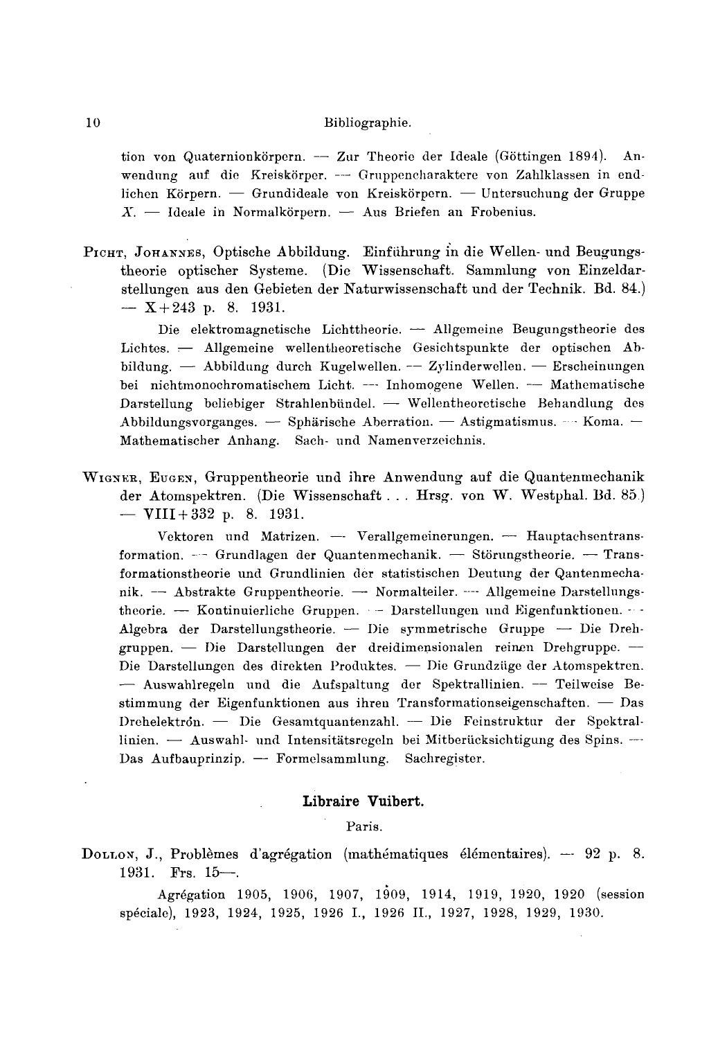tion von Quaternionkörpern. — Zur Theorie der Ideale (Göttingen 1894). Anwendung auf die Kreiskörper. — Gruppencharaktere von Zahlklassen in endlichen Körpern. — Grundideale von Kreiskörpern. — Untersuchung der Gruppe $X$. — Ideale in Normalkörpern. — Aus Briefen an Frobenius.

PICHT, JOHANNES, Optische Abbildung. Einführung in die Wellen- und Beugungstheorie optischer Systeme. (Die Wissenschaft. Sammlung von Einzeldarstellungen aus den Gebieten der Naturwissenschaft und der Technik. Bd. 84.) — X + 243 p. 8. 1931.

Die elektromagnetische Lichttheorie. — Allgemeine Beugungstheorie des Lichtes. — Allgemeine wellentheoretische Gesichtspunkte der optischen Abbildung. — Abbildung durch Kugelwellen. — Zylinderwellen. — Erscheinungen bei nichtmonochromatischem Licht. — Inhomogene Wellen. — Mathematische Darstellung beliebiger Strahlenbündel. — Wellentheoretische Behandlung des Abbildungsvorganges. — Sphärische Aberration. — Astigmatismus. — Koma. — Mathematischer Anhang. Sach- und Namenverzeichnis.

WIGNER, EUGEN, Gruppentheorie und ihre Anwendung auf die Quantenmechanik der Atomspektren. (Die Wissenschaft . . . Hrsg. von W. Westphal. Bd. 85.) — VIII + 332 p. 8. 1931.

Vektoren und Matrizen. — Verallgemeinerungen. — Hauptachsentransformation. — Grundlagen der Quantenmechanik. — Störungstheorie. — Transformationstheorie und Grundlinien der statistischen Deutung der Qantenmechanik. — Abstrakte Gruppentheorie. — Normalteiler. — Allgemeine Darstellungstheorie. — Kontinuierliche Gruppen. — Darstellungen und Eigenfunktionen. — Algebra der Darstellungstheorie. — Die symmetrische Gruppe — Die Drehgruppen. — Die Darstellungen der dreidimensionalen reinen Drehgruppe. — Die Darstellungen des direkten Produktes. — Die Grundzüge der Atomspektren. — Auswahlregeln und die Aufspaltung der Spektrallinien. — Teilweise Bestimmung der Eigenfunktionen aus ihren Transformationseigenschaften. — Das Drehelektrȯn. — Die Gesamtquantenzahl. — Die Feinstruktur der Spektrallinien. — Auswahl- und Intensitätsregeln bei Mitberücksichtigung des Spins. — Das Aufbauprinzip. — Formelsammlung. Sachregister.

## Libraire Vuibert.

Paris.

DOLLON, J., Problèmes d'agrégation (mathématiques élémentaires). — 92 p. 8. 1931. Frs. 15—.

Agrégation 1905, 1906, 1907, 1909, 1914, 1919, 1920, 1920 (session spéciale), 1923, 1924, 1925, 1926 I., 1926 II., 1927, 1928, 1929, 1930.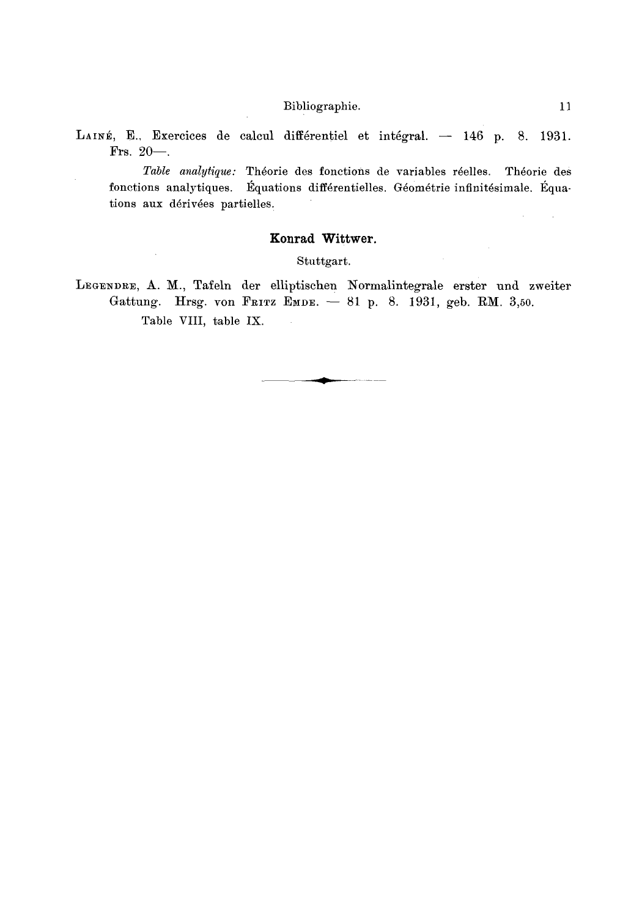LAINÉ, E., Exercices de calcul différentiel et intégral. — 146 p. 8. 1931. Frs. 20—.

*Table analytique:* Théorie des fonctions de variables réelles. Théorie des fonctions analytiques. Équations différentielles. Géométrie infinitésimale. Équations aux dérivées partielles.

**Konrad Wittwer.**

Stuttgart.

LEGENDRE, A. M., Tafeln der elliptischen Normalintegrale erster und zweiter Gattung. Hrsg. von FRITZ EMDE. — 81 p. 8. 1931, geb. RM. 3,50.

Table VIII, table IX.